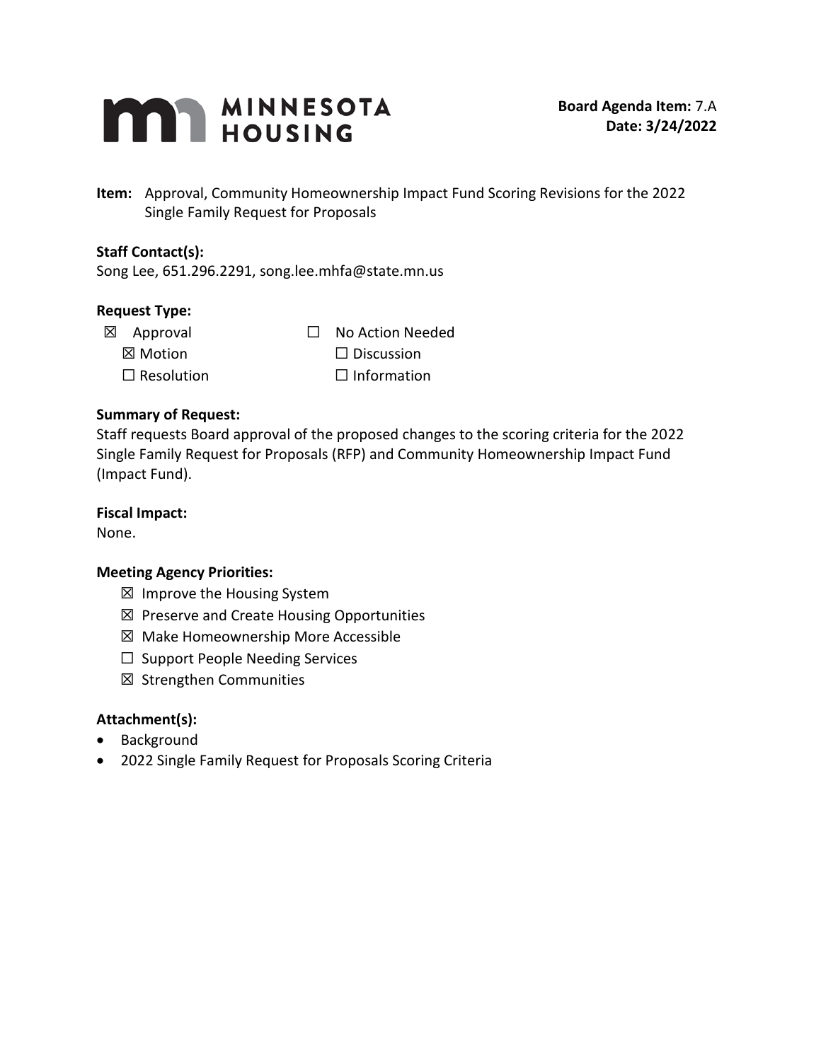MINNESOTA HOUSING

**Board Agenda Item:** 7.A
**Date: 3/24/2022**

**Item:** Approval, Community Homeownership Impact Fund Scoring Revisions for the 2022 Single Family Request for Proposals

**Staff Contact(s):**
Song Lee, 651.296.2291, song.lee.mhfa@state.mn.us

**Request Type:**

| | |
|---|---|
| ☒ Approval | ☐ No Action Needed |
| ☒ Motion | ☐ Discussion |
| ☐ Resolution | ☐ Information |

**Summary of Request:**
Staff requests Board approval of the proposed changes to the scoring criteria for the 2022 Single Family Request for Proposals (RFP) and Community Homeownership Impact Fund (Impact Fund).

**Fiscal Impact:**
None.

**Meeting Agency Priorities:**

- ☒ Improve the Housing System
- ☒ Preserve and Create Housing Opportunities
- ☒ Make Homeownership More Accessible
- ☐ Support People Needing Services
- ☒ Strengthen Communities

**Attachment(s):**

- Background
- 2022 Single Family Request for Proposals Scoring Criteria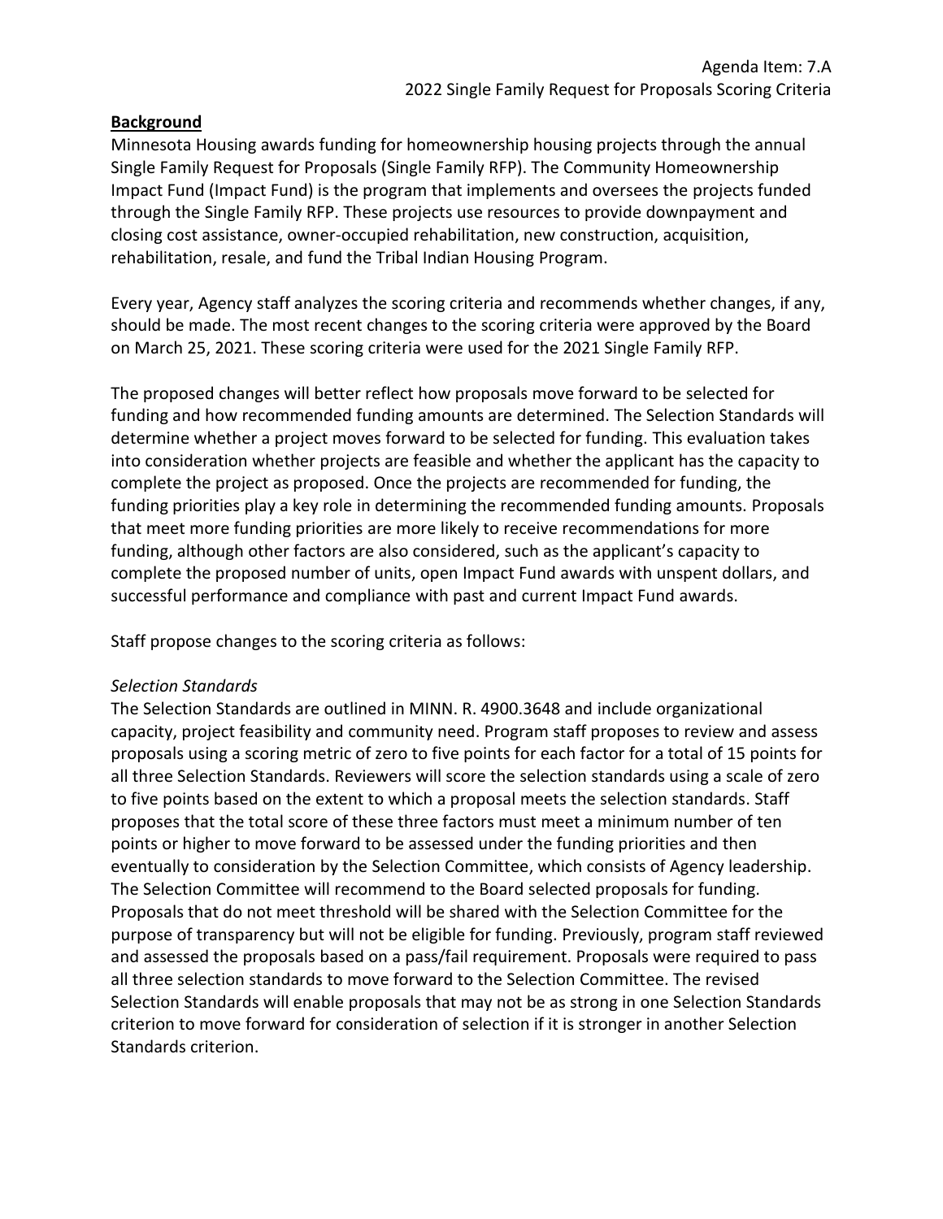Agenda Item: 7.A
2022 Single Family Request for Proposals Scoring Criteria

**Background**

Minnesota Housing awards funding for homeownership housing projects through the annual Single Family Request for Proposals (Single Family RFP). The Community Homeownership Impact Fund (Impact Fund) is the program that implements and oversees the projects funded through the Single Family RFP. These projects use resources to provide downpayment and closing cost assistance, owner-occupied rehabilitation, new construction, acquisition, rehabilitation, resale, and fund the Tribal Indian Housing Program.

Every year, Agency staff analyzes the scoring criteria and recommends whether changes, if any, should be made. The most recent changes to the scoring criteria were approved by the Board on March 25, 2021. These scoring criteria were used for the 2021 Single Family RFP.

The proposed changes will better reflect how proposals move forward to be selected for funding and how recommended funding amounts are determined. The Selection Standards will determine whether a project moves forward to be selected for funding. This evaluation takes into consideration whether projects are feasible and whether the applicant has the capacity to complete the project as proposed. Once the projects are recommended for funding, the funding priorities play a key role in determining the recommended funding amounts. Proposals that meet more funding priorities are more likely to receive recommendations for more funding, although other factors are also considered, such as the applicant's capacity to complete the proposed number of units, open Impact Fund awards with unspent dollars, and successful performance and compliance with past and current Impact Fund awards.

Staff propose changes to the scoring criteria as follows:

*Selection Standards*

The Selection Standards are outlined in MINN. R. 4900.3648 and include organizational capacity, project feasibility and community need. Program staff proposes to review and assess proposals using a scoring metric of zero to five points for each factor for a total of 15 points for all three Selection Standards. Reviewers will score the selection standards using a scale of zero to five points based on the extent to which a proposal meets the selection standards. Staff proposes that the total score of these three factors must meet a minimum number of ten points or higher to move forward to be assessed under the funding priorities and then eventually to consideration by the Selection Committee, which consists of Agency leadership. The Selection Committee will recommend to the Board selected proposals for funding. Proposals that do not meet threshold will be shared with the Selection Committee for the purpose of transparency but will not be eligible for funding. Previously, program staff reviewed and assessed the proposals based on a pass/fail requirement. Proposals were required to pass all three selection standards to move forward to the Selection Committee. The revised Selection Standards will enable proposals that may not be as strong in one Selection Standards criterion to move forward for consideration of selection if it is stronger in another Selection Standards criterion.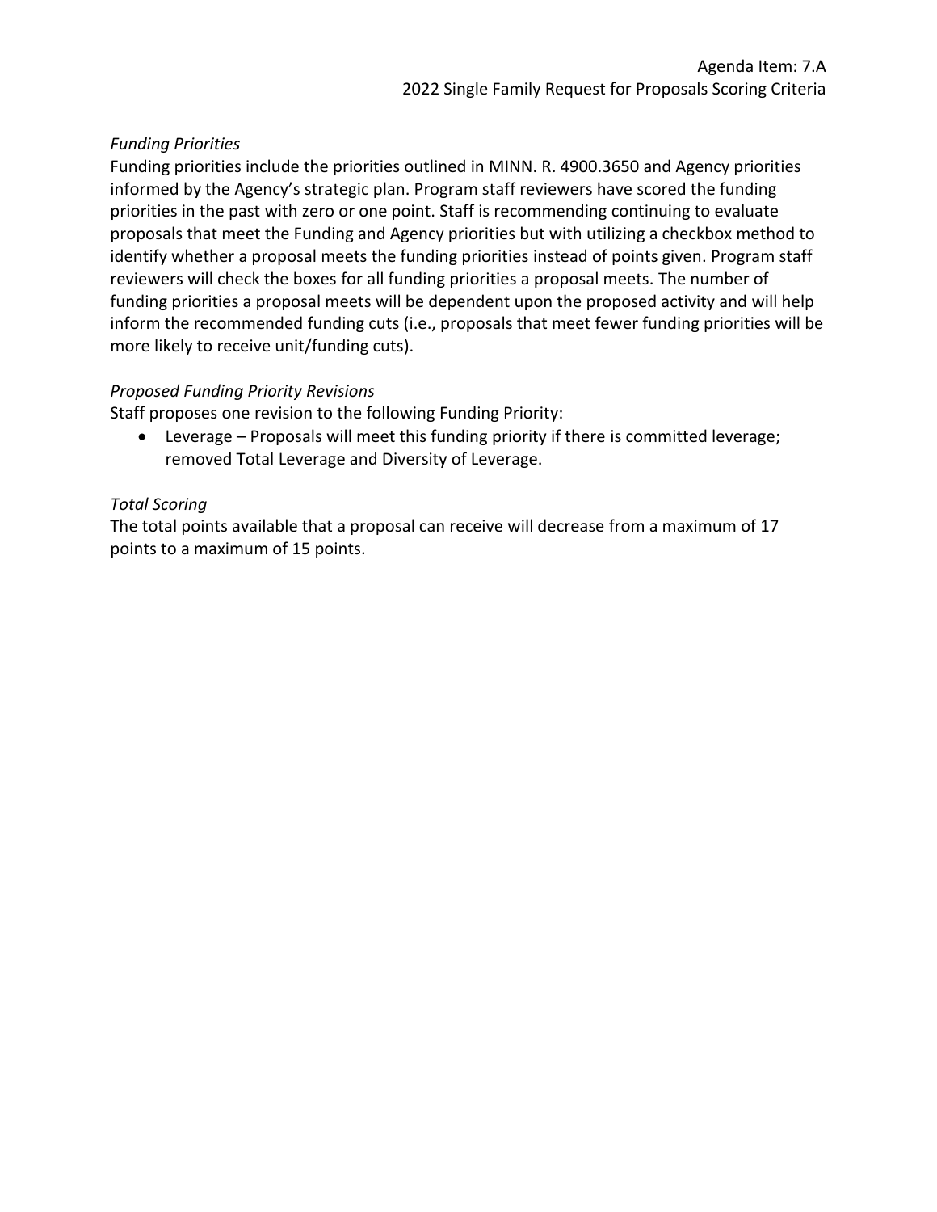*Funding Priorities*

Funding priorities include the priorities outlined in MINN. R. 4900.3650 and Agency priorities informed by the Agency's strategic plan. Program staff reviewers have scored the funding priorities in the past with zero or one point. Staff is recommending continuing to evaluate proposals that meet the Funding and Agency priorities but with utilizing a checkbox method to identify whether a proposal meets the funding priorities instead of points given. Program staff reviewers will check the boxes for all funding priorities a proposal meets. The number of funding priorities a proposal meets will be dependent upon the proposed activity and will help inform the recommended funding cuts (i.e., proposals that meet fewer funding priorities will be more likely to receive unit/funding cuts).

*Proposed Funding Priority Revisions*

Staff proposes one revision to the following Funding Priority:

- Leverage – Proposals will meet this funding priority if there is committed leverage; removed Total Leverage and Diversity of Leverage.

*Total Scoring*

The total points available that a proposal can receive will decrease from a maximum of 17 points to a maximum of 15 points.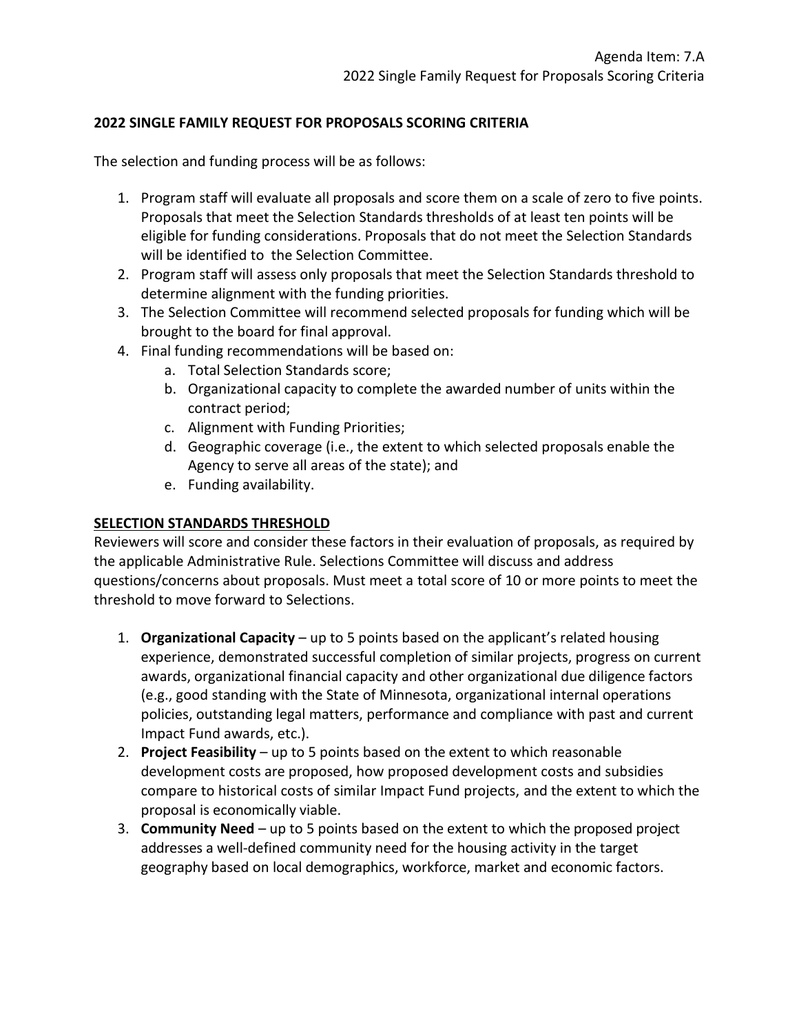## 2022 SINGLE FAMILY REQUEST FOR PROPOSALS SCORING CRITERIA

The selection and funding process will be as follows:

1. Program staff will evaluate all proposals and score them on a scale of zero to five points. Proposals that meet the Selection Standards thresholds of at least ten points will be eligible for funding considerations. Proposals that do not meet the Selection Standards will be identified to the Selection Committee.
2. Program staff will assess only proposals that meet the Selection Standards threshold to determine alignment with the funding priorities.
3. The Selection Committee will recommend selected proposals for funding which will be brought to the board for final approval.
4. Final funding recommendations will be based on:
   a. Total Selection Standards score;
   b. Organizational capacity to complete the awarded number of units within the contract period;
   c. Alignment with Funding Priorities;
   d. Geographic coverage (i.e., the extent to which selected proposals enable the Agency to serve all areas of the state); and
   e. Funding availability.

### SELECTION STANDARDS THRESHOLD

Reviewers will score and consider these factors in their evaluation of proposals, as required by the applicable Administrative Rule. Selections Committee will discuss and address questions/concerns about proposals. Must meet a total score of 10 or more points to meet the threshold to move forward to Selections.

1. **Organizational Capacity** – up to 5 points based on the applicant's related housing experience, demonstrated successful completion of similar projects, progress on current awards, organizational financial capacity and other organizational due diligence factors (e.g., good standing with the State of Minnesota, organizational internal operations policies, outstanding legal matters, performance and compliance with past and current Impact Fund awards, etc.).
2. **Project Feasibility** – up to 5 points based on the extent to which reasonable development costs are proposed, how proposed development costs and subsidies compare to historical costs of similar Impact Fund projects, and the extent to which the proposal is economically viable.
3. **Community Need** – up to 5 points based on the extent to which the proposed project addresses a well-defined community need for the housing activity in the target geography based on local demographics, workforce, market and economic factors.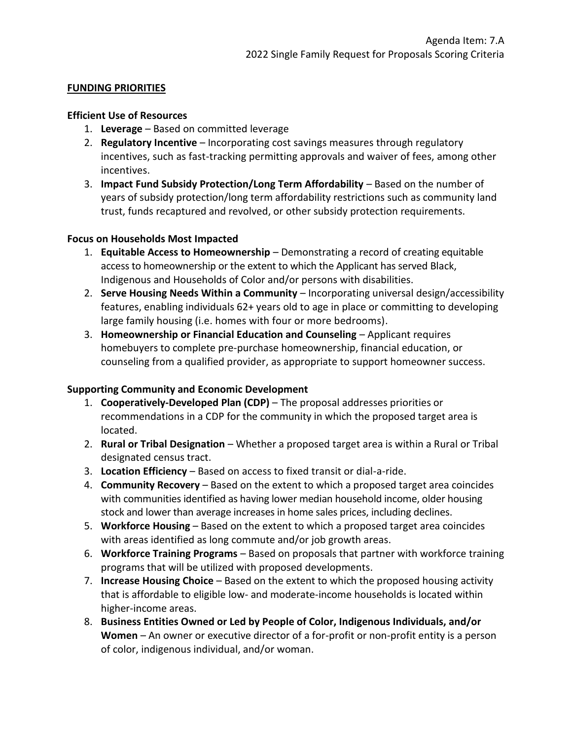## FUNDING PRIORITIES

### Efficient Use of Resources

1. **Leverage** – Based on committed leverage
2. **Regulatory Incentive** – Incorporating cost savings measures through regulatory incentives, such as fast-tracking permitting approvals and waiver of fees, among other incentives.
3. **Impact Fund Subsidy Protection/Long Term Affordability** – Based on the number of years of subsidy protection/long term affordability restrictions such as community land trust, funds recaptured and revolved, or other subsidy protection requirements.

### Focus on Households Most Impacted

1. **Equitable Access to Homeownership** – Demonstrating a record of creating equitable access to homeownership or the extent to which the Applicant has served Black, Indigenous and Households of Color and/or persons with disabilities.
2. **Serve Housing Needs Within a Community** – Incorporating universal design/accessibility features, enabling individuals 62+ years old to age in place or committing to developing large family housing (i.e. homes with four or more bedrooms).
3. **Homeownership or Financial Education and Counseling** – Applicant requires homebuyers to complete pre-purchase homeownership, financial education, or counseling from a qualified provider, as appropriate to support homeowner success.

### Supporting Community and Economic Development

1. **Cooperatively-Developed Plan (CDP)** – The proposal addresses priorities or recommendations in a CDP for the community in which the proposed target area is located.
2. **Rural or Tribal Designation** – Whether a proposed target area is within a Rural or Tribal designated census tract.
3. **Location Efficiency** – Based on access to fixed transit or dial-a-ride.
4. **Community Recovery** – Based on the extent to which a proposed target area coincides with communities identified as having lower median household income, older housing stock and lower than average increases in home sales prices, including declines.
5. **Workforce Housing** – Based on the extent to which a proposed target area coincides with areas identified as long commute and/or job growth areas.
6. **Workforce Training Programs** – Based on proposals that partner with workforce training programs that will be utilized with proposed developments.
7. **Increase Housing Choice** – Based on the extent to which the proposed housing activity that is affordable to eligible low- and moderate-income households is located within higher-income areas.
8. **Business Entities Owned or Led by People of Color, Indigenous Individuals, and/or Women** – An owner or executive director of a for-profit or non-profit entity is a person of color, indigenous individual, and/or woman.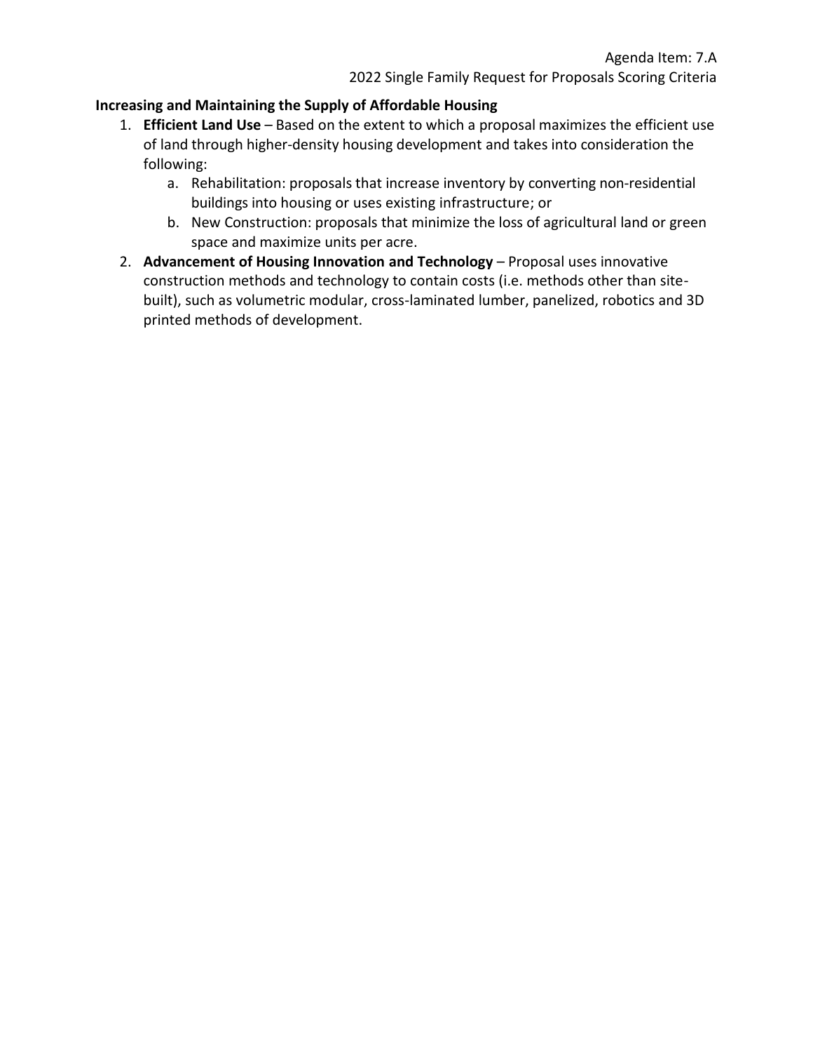**Increasing and Maintaining the Supply of Affordable Housing**

1. **Efficient Land Use** – Based on the extent to which a proposal maximizes the efficient use of land through higher-density housing development and takes into consideration the following:
   a. Rehabilitation: proposals that increase inventory by converting non-residential buildings into housing or uses existing infrastructure; or
   b. New Construction: proposals that minimize the loss of agricultural land or green space and maximize units per acre.
2. **Advancement of Housing Innovation and Technology** – Proposal uses innovative construction methods and technology to contain costs (i.e. methods other than site-built), such as volumetric modular, cross-laminated lumber, panelized, robotics and 3D printed methods of development.